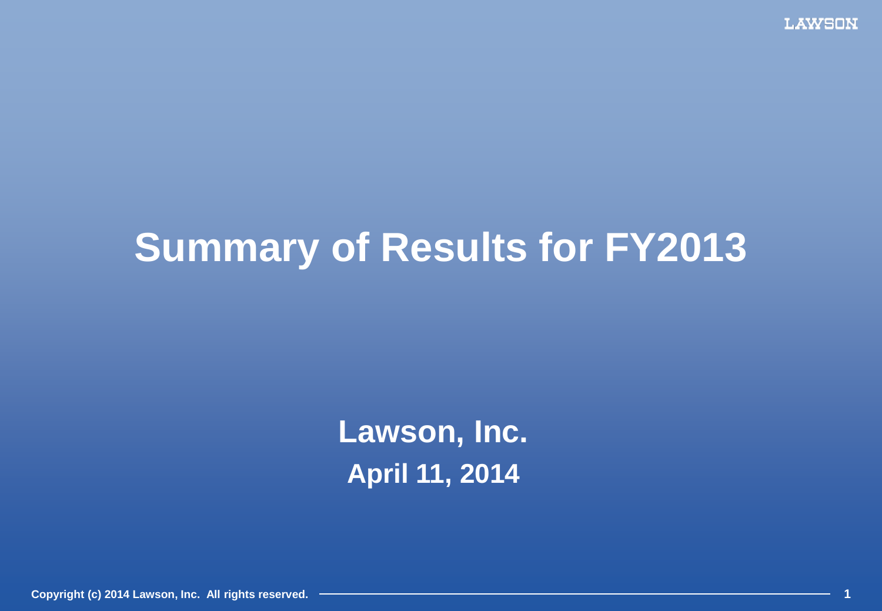# Summary of Results for FY2013

**Lawson, Inc.**

**April 11, 2014**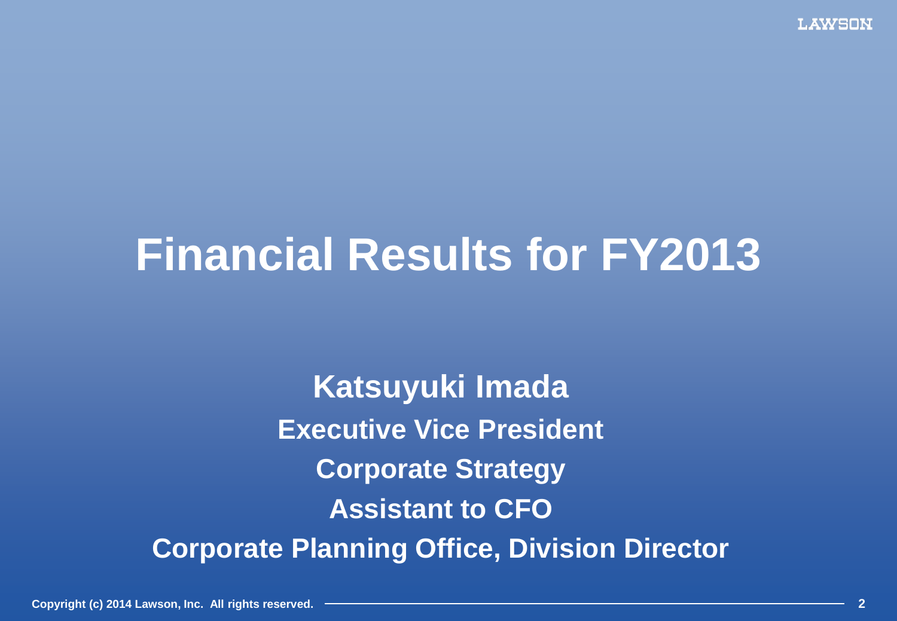# Financial Results for FY2013

**Katsuyuki Imada**

**Executive Vice President**

**Corporate Strategy**

**Assistant to CFO**

**Corporate Planning Office, Division Director**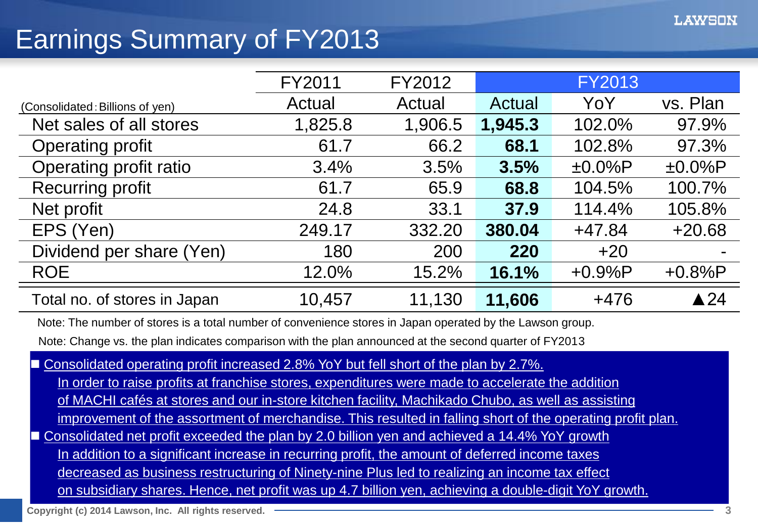# Earnings Summary of FY2013

| (Consolidated：Billions of yen) | FY2011 | FY2012 | FY2013 | | |
|---|---|---|---|---|---|
| | Actual | Actual | Actual | YoY | vs. Plan |
| Net sales of all stores | 1,825.8 | 1,906.5 | **1,945.3** | 102.0% | 97.9% |
| Operating profit | 61.7 | 66.2 | **68.1** | 102.8% | 97.3% |
| Operating profit ratio | 3.4% | 3.5% | **3.5%** | ±0.0%P | ±0.0%P |
| Recurring profit | 61.7 | 65.9 | **68.8** | 104.5% | 100.7% |
| Net profit | 24.8 | 33.1 | **37.9** | 114.4% | 105.8% |
| EPS (Yen) | 249.17 | 332.20 | **380.04** | +47.84 | +20.68 |
| Dividend per share (Yen) | 180 | 200 | **220** | +20 | - |
| ROE | 12.0% | 15.2% | **16.1%** | +0.9%P | +0.8%P |
| Total no. of stores in Japan | 10,457 | 11,130 | **11,606** | +476 | ▲24 |

Note: The number of stores is a total number of convenience stores in Japan operated by the Lawson group.

Note: Change vs. the plan indicates comparison with the plan announced at the second quarter of FY2013

- Consolidated operating profit increased 2.8% YoY but fell short of the plan by 2.7%.
  In order to raise profits at franchise stores, expenditures were made to accelerate the addition of MACHI cafés at stores and our in-store kitchen facility, Machikado Chubo, as well as assisting improvement of the assortment of merchandise. This resulted in falling short of the operating profit plan.
- Consolidated net profit exceeded the plan by 2.0 billion yen and achieved a 14.4% YoY growth
  In addition to a significant increase in recurring profit, the amount of deferred income taxes decreased as business restructuring of Ninety-nine Plus led to realizing an income tax effect on subsidiary shares. Hence, net profit was up 4.7 billion yen, achieving a double-digit YoY growth.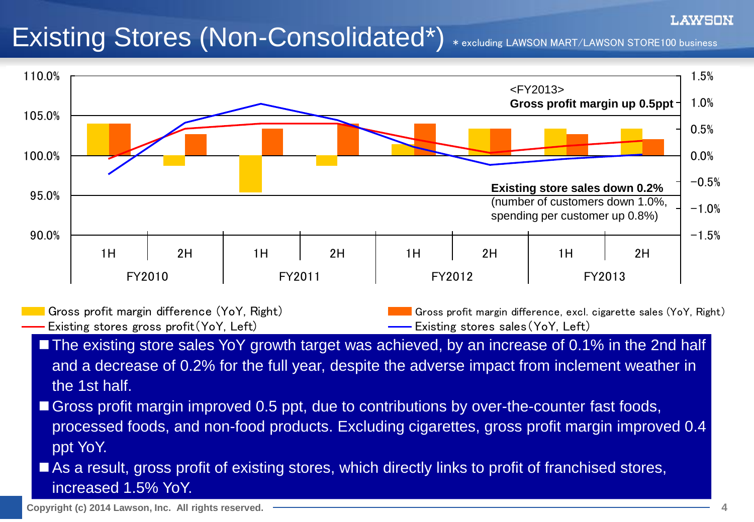# Existing Stores (Non-Consolidated*)

\* excluding LAWSON MART/LAWSON STORE100 business

<FY2013>
**Gross profit margin up 0.5ppt**

**Existing store sales down 0.2%**
(number of customers down 1.0%, spending per customer up 0.8%)

| | FY2010 1H | FY2010 2H | FY2011 1H | FY2011 2H | FY2012 1H | FY2012 2H | FY2013 1H | FY2013 2H |
|---|---|---|---|---|---|---|---|---|

Legend:
- Gross profit margin difference (YoY, Right)
- Gross profit margin difference, excl. cigarette sales (YoY, Right)
- Existing stores gross profit (YoY, Left)
- Existing stores sales (YoY, Left)

Left axis: 90.0% – 110.0%; Right axis: −1.5% – 1.5%

- The existing store sales YoY growth target was achieved, by an increase of 0.1% in the 2nd half and a decrease of 0.2% for the full year, despite the adverse impact from inclement weather in the 1st half.
- Gross profit margin improved 0.5 ppt, due to contributions by over-the-counter fast foods, processed foods, and non-food products. Excluding cigarettes, gross profit margin improved 0.4 ppt YoY.
- As a result, gross profit of existing stores, which directly links to profit of franchised stores, increased 1.5% YoY.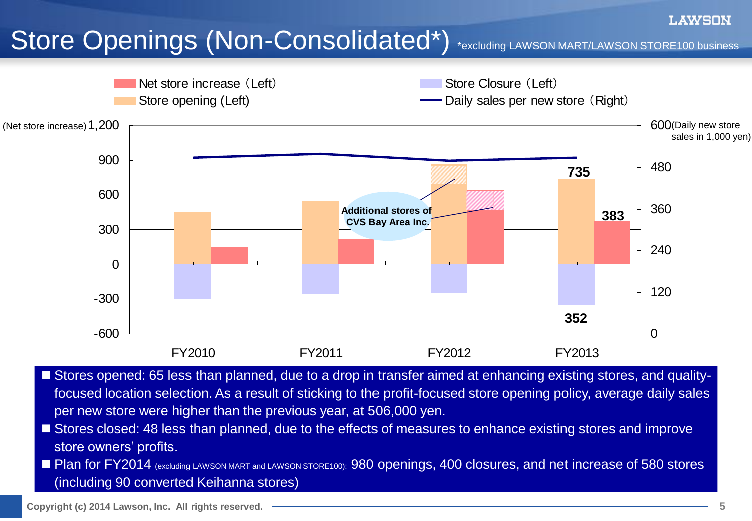# Store Openings (Non-Consolidated*)

*excluding LAWSON MART/LAWSON STORE100 business

Net store increase（Left） | Store opening (Left) | Store Closure（Left） | Daily sales per new store（Right）

(Net store increase) | (Daily new store sales in 1,000 yen)

Additional stores of CVS Bay Area Inc.

| | FY2010 | FY2011 | FY2012 | FY2013 |
|---|---|---|---|---|
| Store opening | | | | 735 |
| Net store increase | | | | 383 |
| Store closure | | | | 352 |

- Stores opened: 65 less than planned, due to a drop in transfer aimed at enhancing existing stores, and quality-focused location selection. As a result of sticking to the profit-focused store opening policy, average daily sales per new store were higher than the previous year, at 506,000 yen.
- Stores closed: 48 less than planned, due to the effects of measures to enhance existing stores and improve store owners' profits.
- Plan for FY2014 (excluding LAWSON MART and LAWSON STORE100): 980 openings, 400 closures, and net increase of 580 stores (including 90 converted Keihanna stores)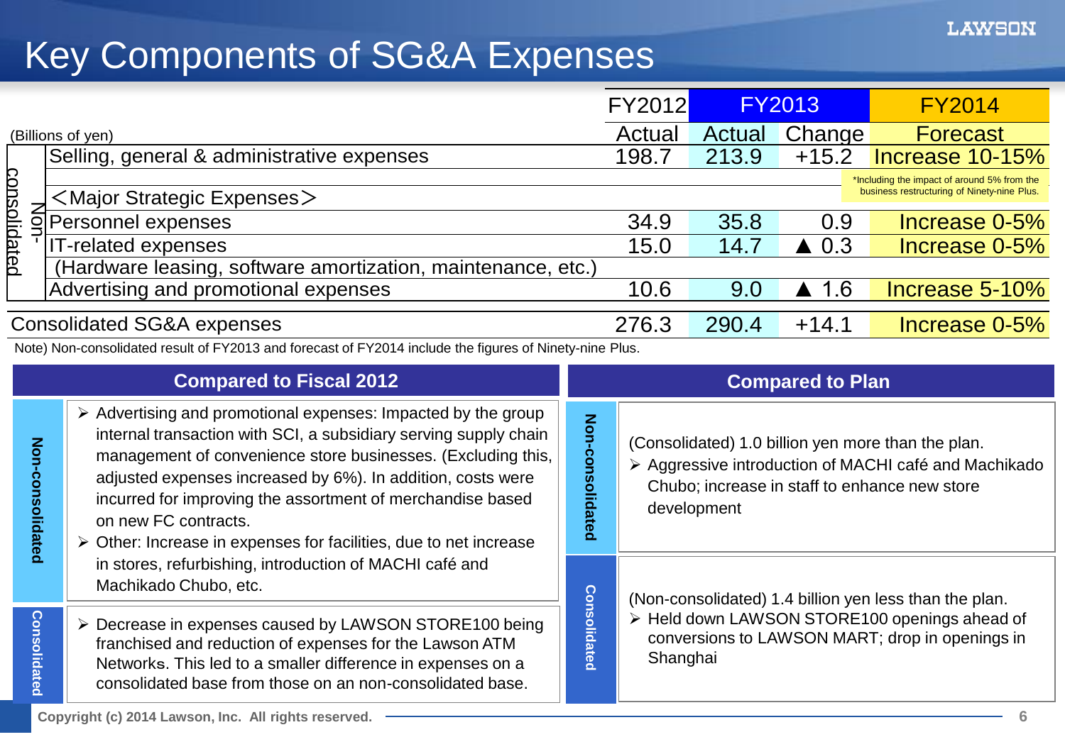# Key Components of SG&A Expenses

(Billions of yen)

| | | FY2012 | FY2013 | | FY2014 |
|---|---|---|---|---|---|
| | | Actual | Actual | Change | Forecast |
| Non-consolidated | Selling, general & administrative expenses | 198.7 | 213.9 | +15.2 | Increase 10-15% |
| | | | | | *Including the impact of around 5% from the business restructuring of Ninety-nine Plus. |
| | <Major Strategic Expenses> | | | | |
| | Personnel expenses | 34.9 | 35.8 | 0.9 | Increase 0-5% |
| | IT-related expenses | 15.0 | 14.7 | ▲ 0.3 | Increase 0-5% |
| | (Hardware leasing, software amortization, maintenance, etc.) | | | | |
| | Advertising and promotional expenses | 10.6 | 9.0 | ▲ 1.6 | Increase 5-10% |
| Consolidated SG&A expenses | | 276.3 | 290.4 | +14.1 | Increase 0-5% |

Note) Non-consolidated result of FY2013 and forecast of FY2014 include the figures of Ninety-nine Plus.

## Compared to Fiscal 2012

**Non-consolidated**

- Advertising and promotional expenses: Impacted by the group internal transaction with SCI, a subsidiary serving supply chain management of convenience store businesses. (Excluding this, adjusted expenses increased by 6%). In addition, costs were incurred for improving the assortment of merchandise based on new FC contracts.
- Other: Increase in expenses for facilities, due to net increase in stores, refurbishing, introduction of MACHI café and Machikado Chubo, etc.

**Consolidated**

- Decrease in expenses caused by LAWSON STORE100 being franchised and reduction of expenses for the Lawson ATM Networks. This led to a smaller difference in expenses on a consolidated base from those on an non-consolidated base.

## Compared to Plan

**Non-consolidated**

(Consolidated) 1.0 billion yen more than the plan.

- Aggressive introduction of MACHI café and Machikado Chubo; increase in staff to enhance new store development

**Consolidated**

(Non-consolidated) 1.4 billion yen less than the plan.

- Held down LAWSON STORE100 openings ahead of conversions to LAWSON MART; drop in openings in Shanghai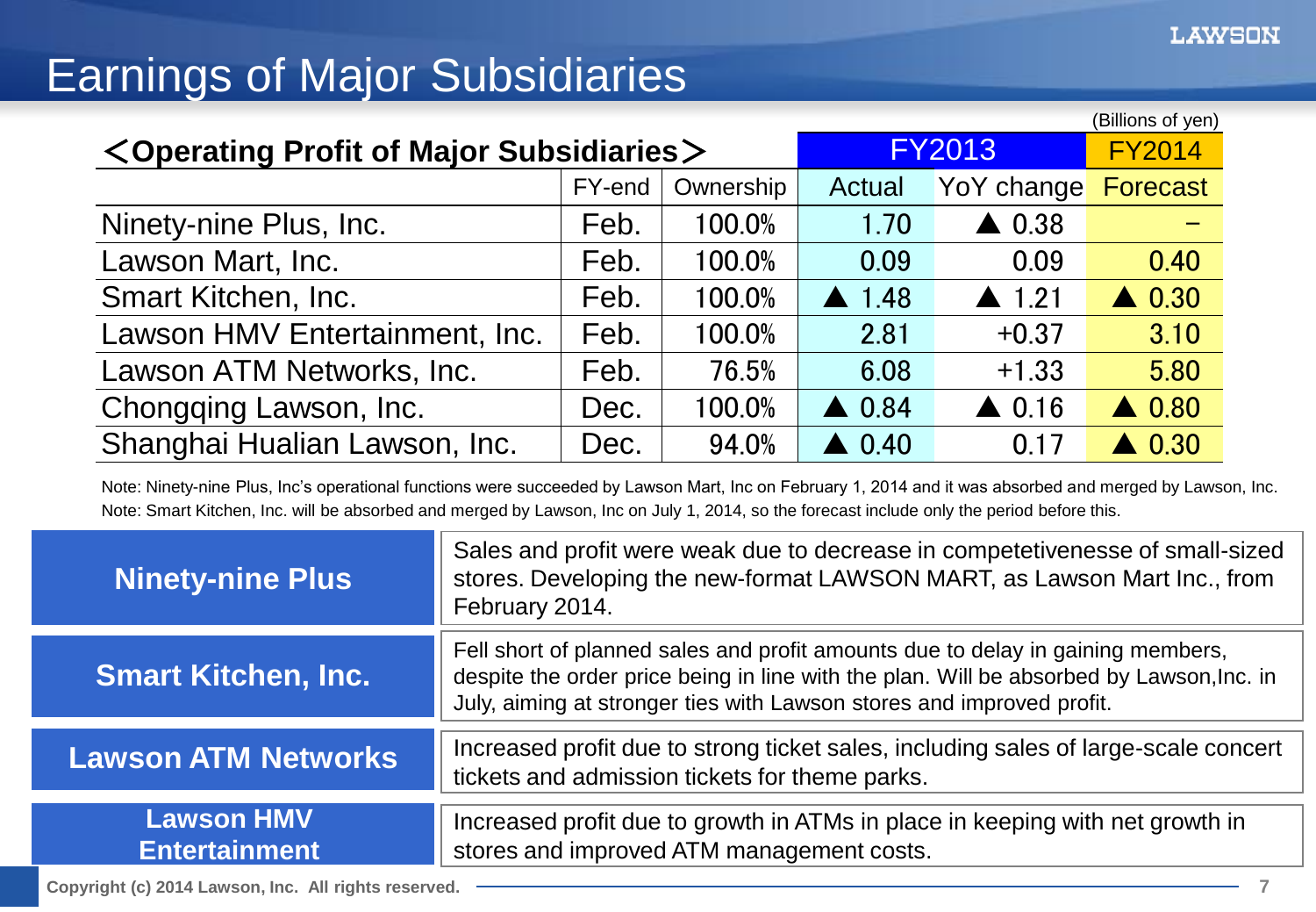# Earnings of Major Subsidiaries

(Billions of yen)

| ＜Operating Profit of Major Subsidiaries＞ | | | FY2013 | | FY2014 |
|---|---|---|---|---|---|
| | FY-end | Ownership | Actual | YoY change | Forecast |
| Ninety-nine Plus, Inc. | Feb. | 100.0% | 1.70 | ▲ 0.38 | － |
| Lawson Mart, Inc. | Feb. | 100.0% | 0.09 | 0.09 | 0.40 |
| Smart Kitchen, Inc. | Feb. | 100.0% | ▲ 1.48 | ▲ 1.21 | ▲ 0.30 |
| Lawson HMV Entertainment, Inc. | Feb. | 100.0% | 2.81 | +0.37 | 3.10 |
| Lawson ATM Networks, Inc. | Feb. | 76.5% | 6.08 | +1.33 | 5.80 |
| Chongqing Lawson, Inc. | Dec. | 100.0% | ▲ 0.84 | ▲ 0.16 | ▲ 0.80 |
| Shanghai Hualian Lawson, Inc. | Dec. | 94.0% | ▲ 0.40 | 0.17 | ▲ 0.30 |

Note: Ninety-nine Plus, Inc's operational functions were succeeded by Lawson Mart, Inc on February 1, 2014 and it was absorbed and merged by Lawson, Inc.
Note: Smart Kitchen, Inc. will be absorbed and merged by Lawson, Inc on July 1, 2014, so the forecast include only the period before this.

| | |
|---|---|
| **Ninety-nine Plus** | Sales and profit were weak due to decrease in competetivenesse of small-sized stores. Developing the new-format LAWSON MART, as Lawson Mart Inc., from February 2014. |
| **Smart Kitchen, Inc.** | Fell short of planned sales and profit amounts due to delay in gaining members, despite the order price being in line with the plan. Will be absorbed by Lawson,Inc. in July, aiming at stronger ties with Lawson stores and improved profit. |
| **Lawson ATM Networks** | Increased profit due to strong ticket sales, including sales of large-scale concert tickets and admission tickets for theme parks. |
| **Lawson HMV Entertainment** | Increased profit due to growth in ATMs in place in keeping with net growth in stores and improved ATM management costs. |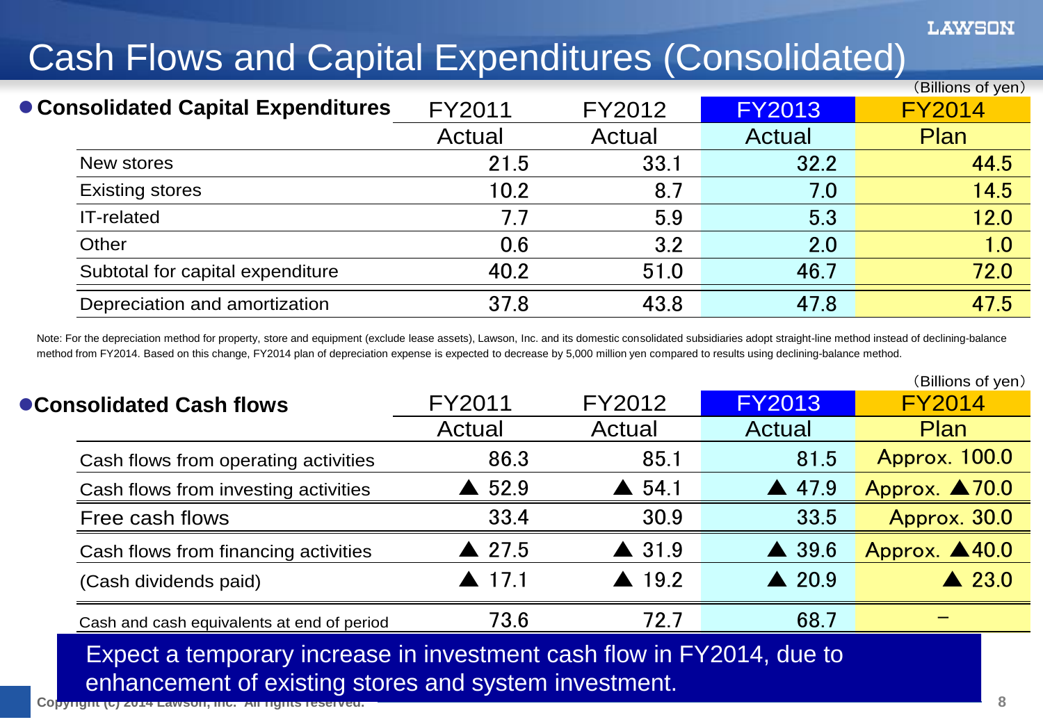# Cash Flows and Capital Expenditures (Consolidated)

(Billions of yen)

| Consolidated Capital Expenditures | FY2011 Actual | FY2012 Actual | FY2013 Actual | FY2014 Plan |
|---|---|---|---|---|
| New stores | 21.5 | 33.1 | 32.2 | 44.5 |
| Existing stores | 10.2 | 8.7 | 7.0 | 14.5 |
| IT-related | 7.7 | 5.9 | 5.3 | 12.0 |
| Other | 0.6 | 3.2 | 2.0 | 1.0 |
| Subtotal for capital expenditure | 40.2 | 51.0 | 46.7 | 72.0 |
| Depreciation and amortization | 37.8 | 43.8 | 47.8 | 47.5 |

Note: For the depreciation method for property, store and equipment (exclude lease assets), Lawson, Inc. and its domestic consolidated subsidiaries adopt straight-line method instead of declining-balance method from FY2014. Based on this change, FY2014 plan of depreciation expense is expected to decrease by 5,000 million yen compared to results using declining-balance method.

(Billions of yen)

| Consolidated Cash flows | FY2011 Actual | FY2012 Actual | FY2013 Actual | FY2014 Plan |
|---|---|---|---|---|
| Cash flows from operating activities | 86.3 | 85.1 | 81.5 | Approx. 100.0 |
| Cash flows from investing activities | ▲ 52.9 | ▲ 54.1 | ▲ 47.9 | Approx. ▲70.0 |
| Free cash flows | 33.4 | 30.9 | 33.5 | Approx. 30.0 |
| Cash flows from financing activities | ▲ 27.5 | ▲ 31.9 | ▲ 39.6 | Approx. ▲40.0 |
| (Cash dividends paid) | ▲ 17.1 | ▲ 19.2 | ▲ 20.9 | ▲ 23.0 |
| Cash and cash equivalents at end of period | 73.6 | 72.7 | 68.7 | － |

Expect a temporary increase in investment cash flow in FY2014, due to enhancement of existing stores and system investment.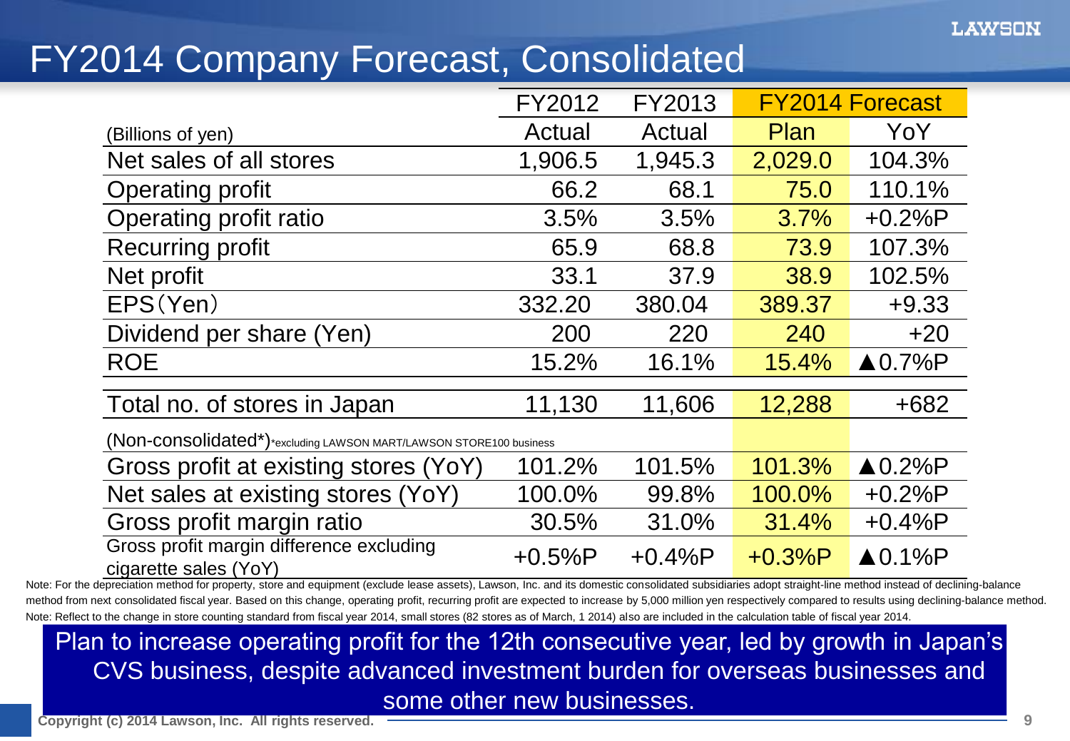# FY2014 Company Forecast, Consolidated

| (Billions of yen) | FY2012 Actual | FY2013 Actual | FY2014 Forecast Plan | FY2014 Forecast YoY |
|---|---|---|---|---|
| Net sales of all stores | 1,906.5 | 1,945.3 | 2,029.0 | 104.3% |
| Operating profit | 66.2 | 68.1 | 75.0 | 110.1% |
| Operating profit ratio | 3.5% | 3.5% | 3.7% | +0.2%P |
| Recurring profit | 65.9 | 68.8 | 73.9 | 107.3% |
| Net profit | 33.1 | 37.9 | 38.9 | 102.5% |
| EPS（Yen） | 332.20 | 380.04 | 389.37 | +9.33 |
| Dividend per share (Yen) | 200 | 220 | 240 | +20 |
| ROE | 15.2% | 16.1% | 15.4% | ▲0.7%P |
| Total no. of stores in Japan | 11,130 | 11,606 | 12,288 | +682 |
| (Non-consolidated*) *excluding LAWSON MART/LAWSON STORE100 business | | | | |
| Gross profit at existing stores (YoY) | 101.2% | 101.5% | 101.3% | ▲0.2%P |
| Net sales at existing stores (YoY) | 100.0% | 99.8% | 100.0% | +0.2%P |
| Gross profit margin ratio | 30.5% | 31.0% | 31.4% | +0.4%P |
| Gross profit margin difference excluding cigarette sales (YoY) | +0.5%P | +0.4%P | +0.3%P | ▲0.1%P |

Note: For the depreciation method for property, store and equipment (exclude lease assets), Lawson, Inc. and its domestic consolidated subsidiaries adopt straight-line method instead of declining-balance method from next consolidated fiscal year. Based on this change, operating profit, recurring profit are expected to increase by 5,000 million yen respectively compared to results using declining-balance method.

Note: Reflect to the change in store counting standard from fiscal year 2014, small stores (82 stores as of March, 1 2014) also are included in the calculation table of fiscal year 2014.

**Plan to increase operating profit for the 12th consecutive year, led by growth in Japan's CVS business, despite advanced investment burden for overseas businesses and some other new businesses.**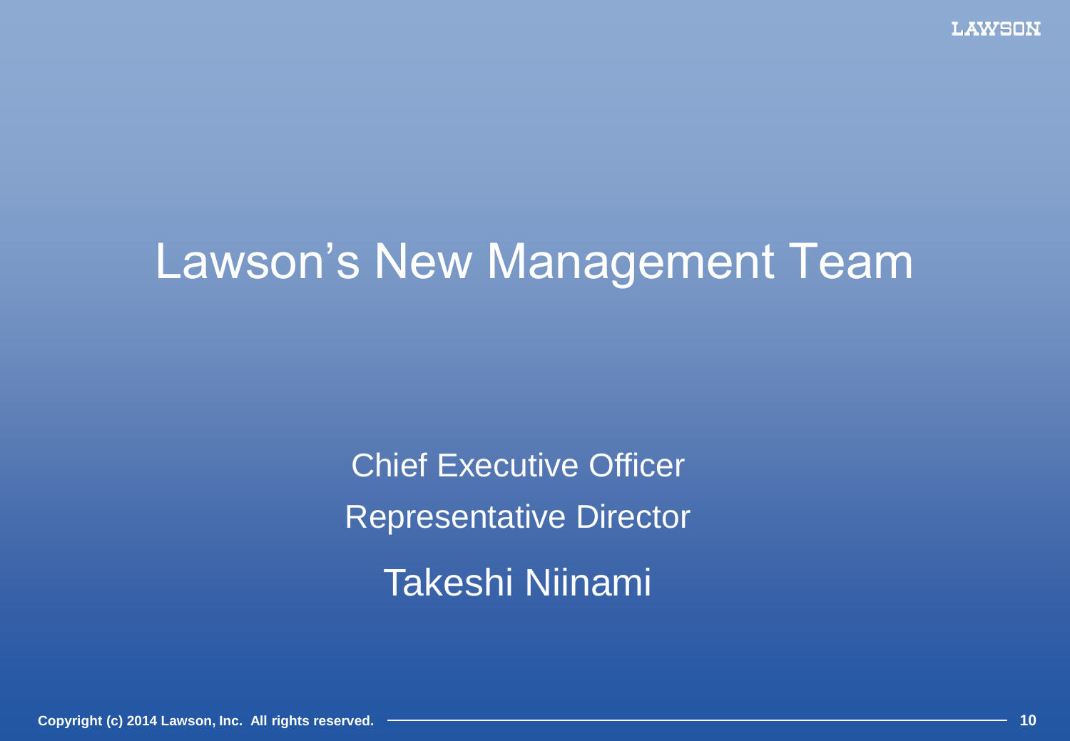# Lawson's New Management Team

Chief Executive Officer

Representative Director

Takeshi Niinami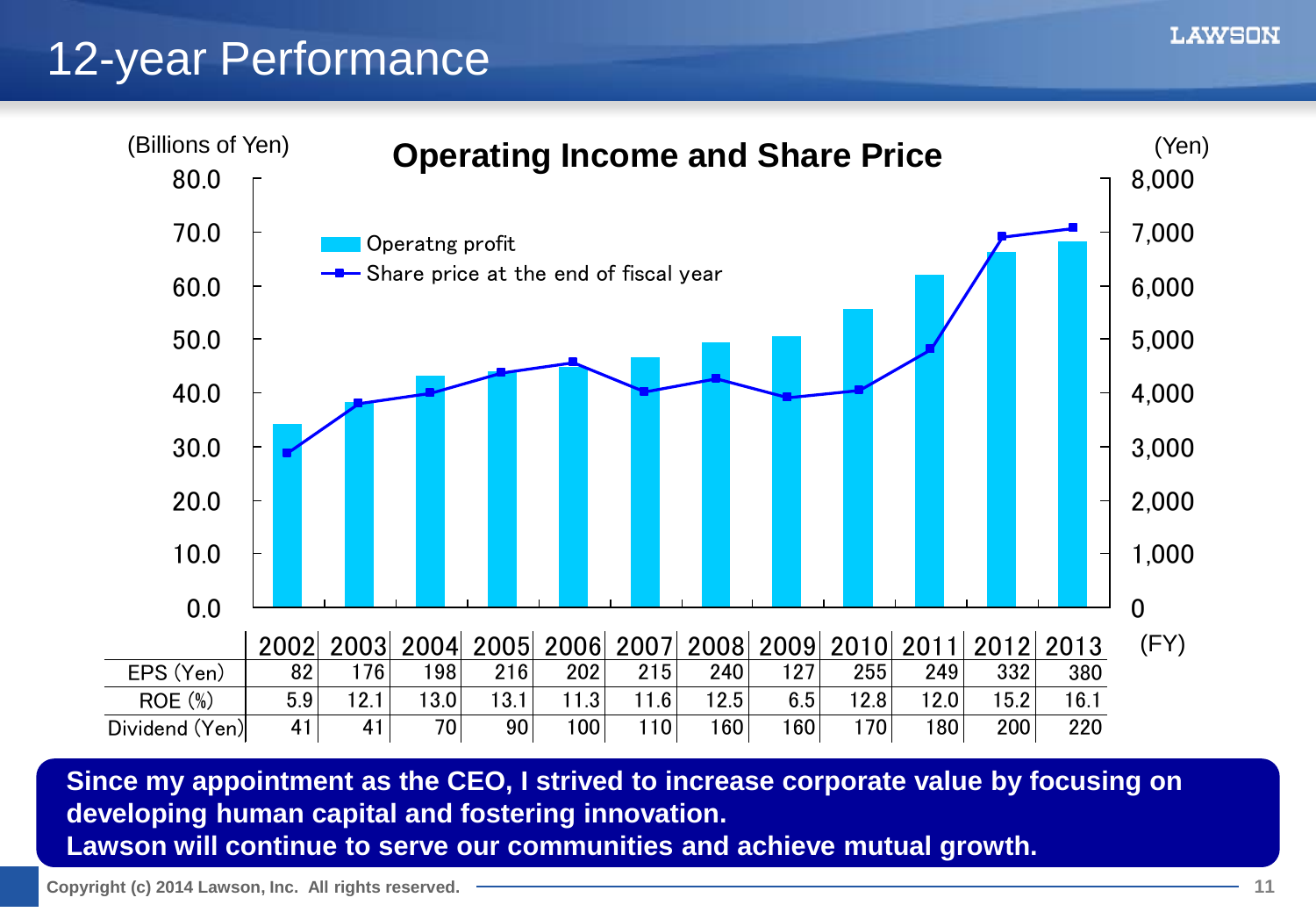# 12-year Performance

## Operating Income and Share Price

(Billions of Yen) / (Yen)

- Operatng profit
- Share price at the end of fiscal year

| (FY) | 2002 | 2003 | 2004 | 2005 | 2006 | 2007 | 2008 | 2009 | 2010 | 2011 | 2012 | 2013 |
|---|---|---|---|---|---|---|---|---|---|---|---|---|
| EPS (Yen) | 82 | 176 | 198 | 216 | 202 | 215 | 240 | 127 | 255 | 249 | 332 | 380 |
| ROE (%) | 5.9 | 12.1 | 13.0 | 13.1 | 11.3 | 11.6 | 12.5 | 6.5 | 12.8 | 12.0 | 15.2 | 16.1 |
| Dividend (Yen) | 41 | 41 | 70 | 90 | 100 | 110 | 160 | 160 | 170 | 180 | 200 | 220 |

**Since my appointment as the CEO, I strived to increase corporate value by focusing on developing human capital and fostering innovation.**
**Lawson will continue to serve our communities and achieve mutual growth.**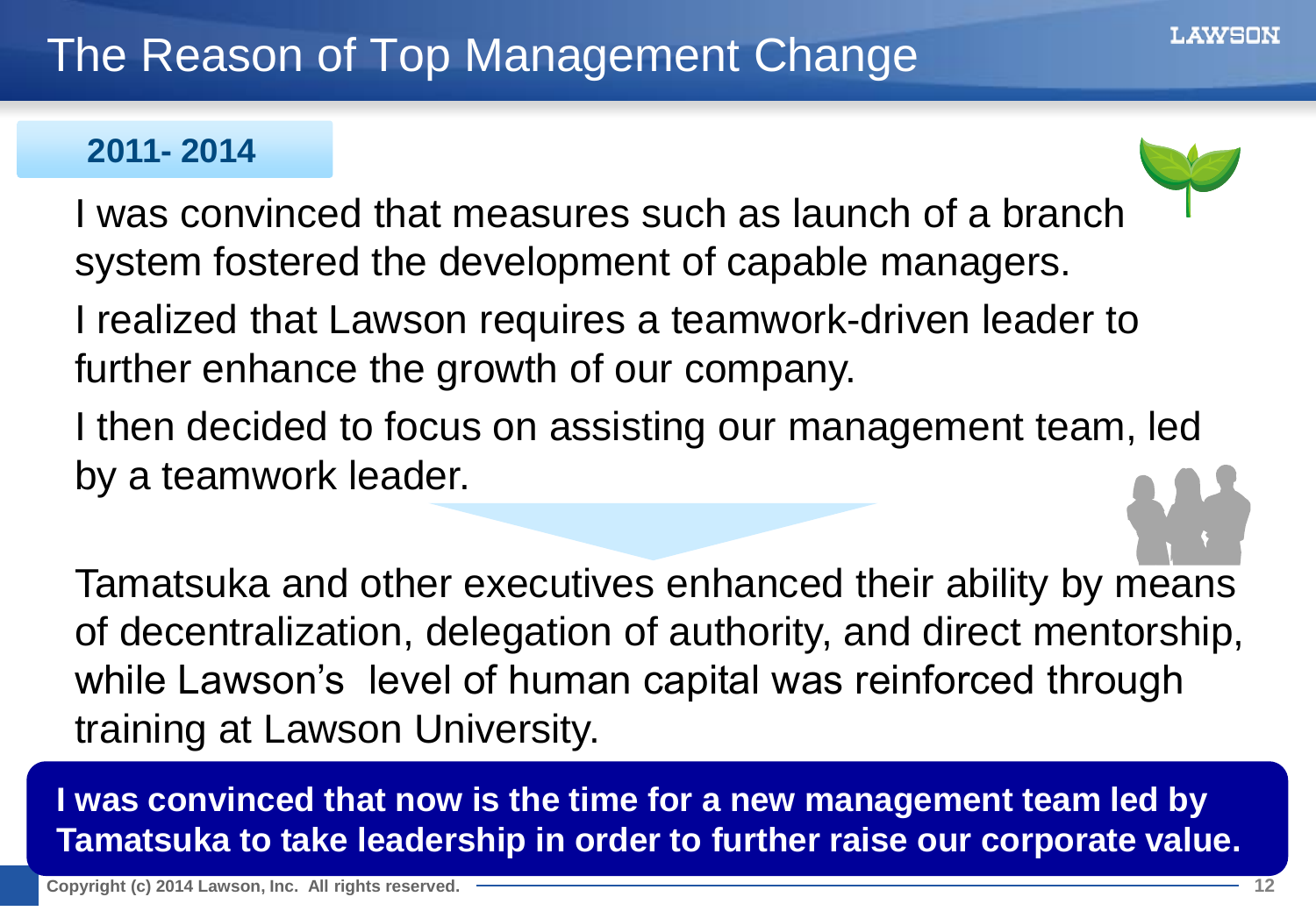# The Reason of Top Management Change

**2011- 2014**

I was convinced that measures such as launch of a branch system fostered the development of capable managers.

I realized that Lawson requires a teamwork-driven leader to further enhance the growth of our company.

I then decided to focus on assisting our management team, led by a teamwork leader.

Tamatsuka and other executives enhanced their ability by means of decentralization, delegation of authority, and direct mentorship, while Lawson's level of human capital was reinforced through training at Lawson University.

**I was convinced that now is the time for a new management team led by Tamatsuka to take leadership in order to further raise our corporate value.**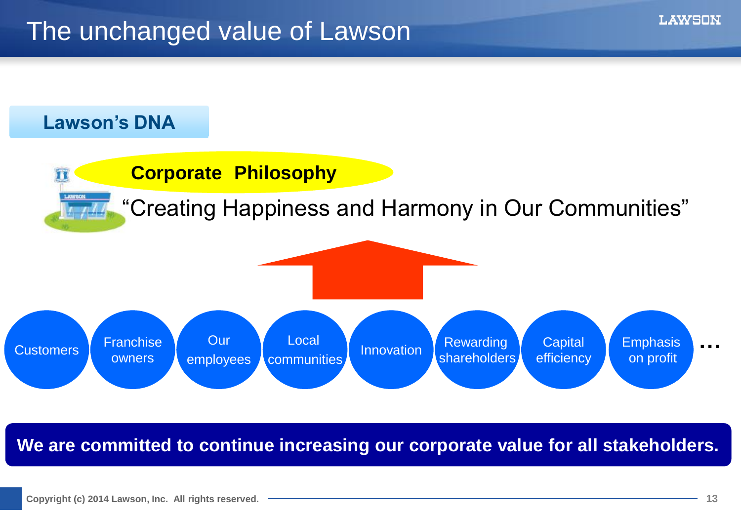# The unchanged value of Lawson

## Lawson's DNA

**Corporate Philosophy**

"Creating Happiness and Harmony in Our Communities"

- Customers
- Franchise owners
- Our employees
- Local communities
- Innovation
- Rewarding shareholders
- Capital efficiency
- Emphasis on profit
- …

**We are committed to continue increasing our corporate value for all stakeholders.**

Copyright (c) 2014 Lawson, Inc. All rights reserved.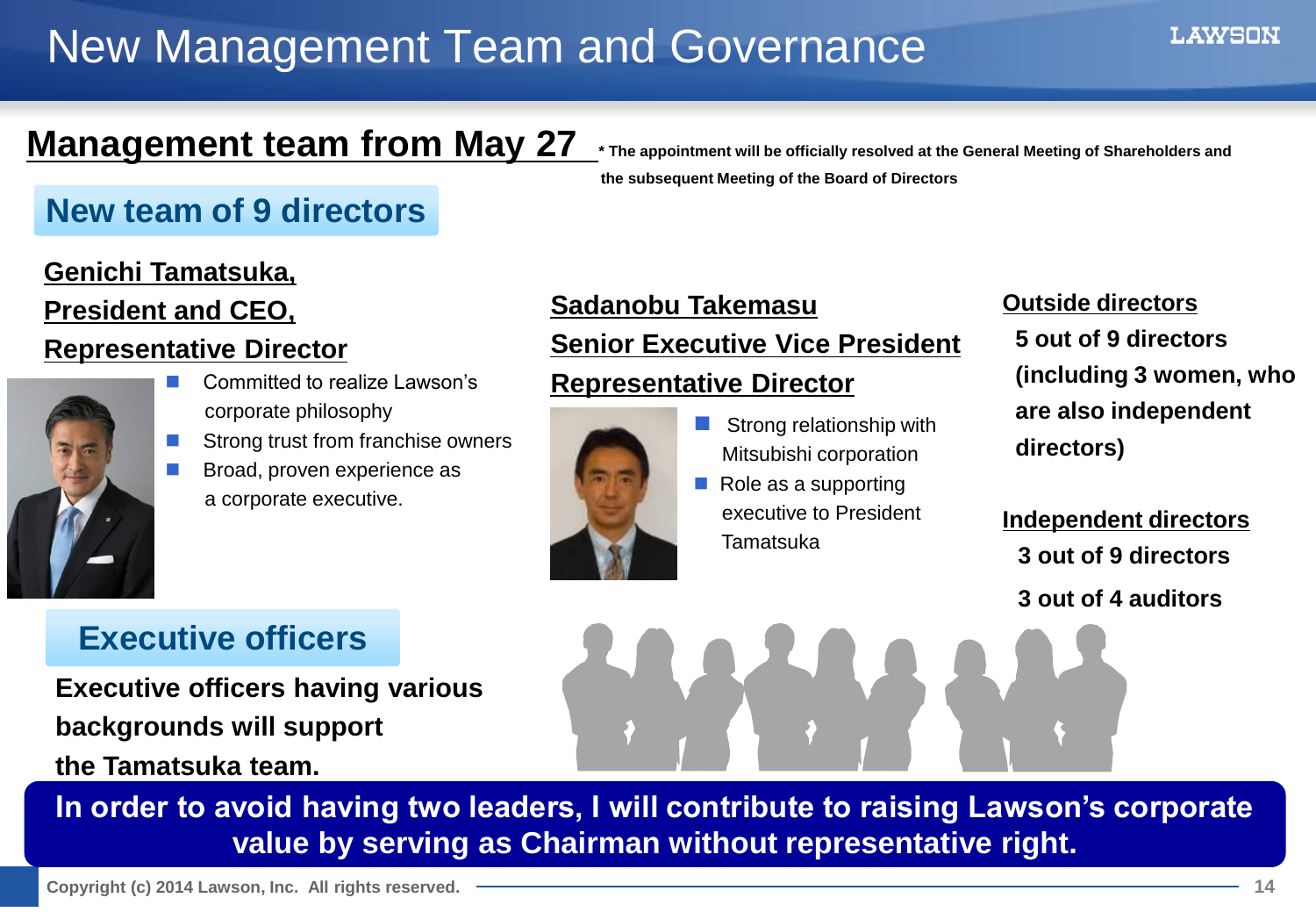# New Management Team and Governance

## Management team from May 27

* The appointment will be officially resolved at the General Meeting of Shareholders and the subsequent Meeting of the Board of Directors

### New team of 9 directors

**Genichi Tamatsuka, President and CEO, Representative Director**

- Committed to realize Lawson's corporate philosophy
- Strong trust from franchise owners
- Broad, proven experience as a corporate executive.

**Sadanobu Takemasu Senior Executive Vice President Representative Director**

- Strong relationship with Mitsubishi corporation
- Role as a supporting executive to President Tamatsuka

**Outside directors**

**5 out of 9 directors (including 3 women, who are also independent directors)**

**Independent directors**

**3 out of 9 directors**

**3 out of 4 auditors**

### Executive officers

**Executive officers having various backgrounds will support the Tamatsuka team.**

**In order to avoid having two leaders, I will contribute to raising Lawson's corporate value by serving as Chairman without representative right.**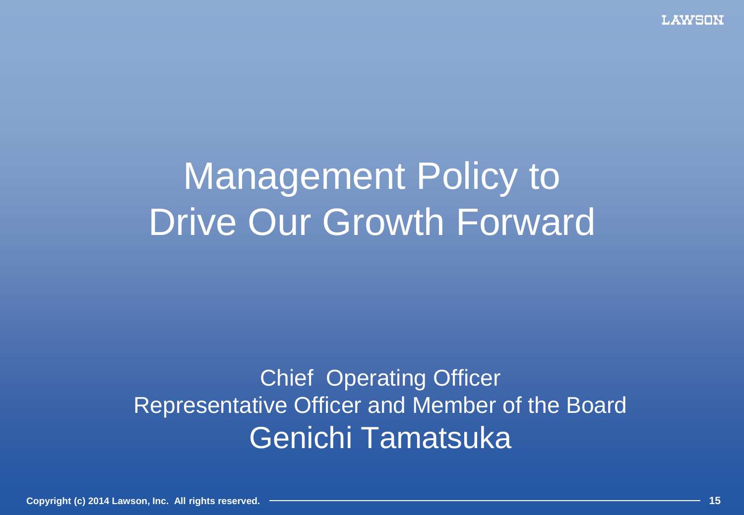# Management Policy to Drive Our Growth Forward

Chief Operating Officer
Representative Officer and Member of the Board
Genichi Tamatsuka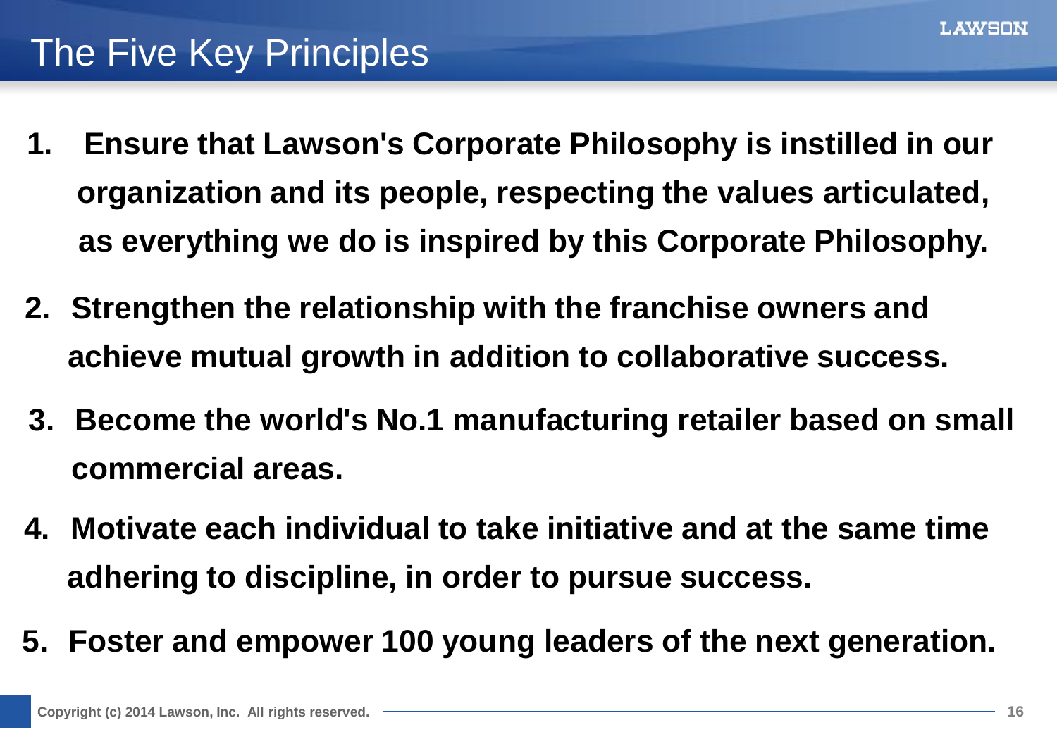# The Five Key Principles

1. **Ensure that Lawson's Corporate Philosophy is instilled in our organization and its people, respecting the values articulated, as everything we do is inspired by this Corporate Philosophy.**
2. **Strengthen the relationship with the franchise owners and achieve mutual growth in addition to collaborative success.**
3. **Become the world's No.1 manufacturing retailer based on small commercial areas.**
4. **Motivate each individual to take initiative and at the same time adhering to discipline, in order to pursue success.**
5. **Foster and empower 100 young leaders of the next generation.**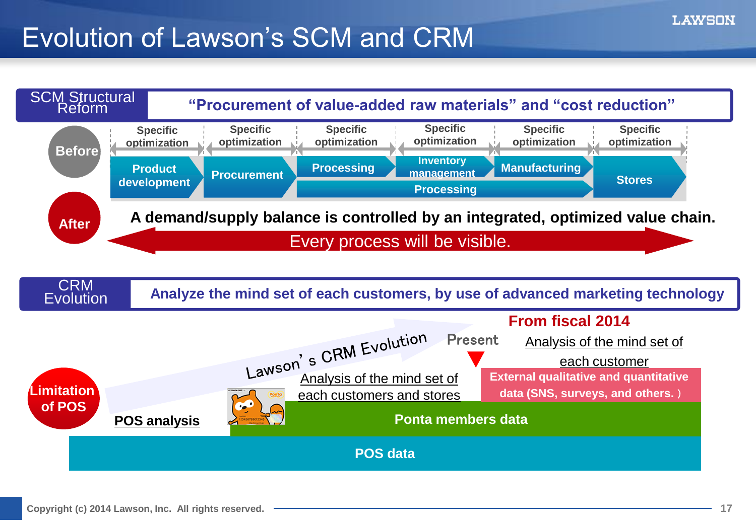# Evolution of Lawson's SCM and CRM

## SCM Structural Reform

**"Procurement of value-added raw materials" and "cost reduction"**

**Before**

| Specific optimization | Specific optimization | Specific optimization | Specific optimization | Specific optimization | Specific optimization |
|---|---|---|---|---|---|
| Product development | Procurement | Processing | Inventory management | Manufacturing | Stores |
| | | Processing | | | |

**After**

**A demand/supply balance is controlled by an integrated, optimized value chain.**

Every process will be visible.

## CRM Evolution

**Analyze the mind set of each customers, by use of advanced marketing technology**

Lawson's CRM Evolution

**Limitation of POS**

- **POS analysis**
- Analysis of the mind set of each customers and stores
- Present
- **From fiscal 2014** — Analysis of the mind set of each customer

**External qualitative and quantitative data (SNS, surveys, and others.)**

**Ponta members data**

**POS data**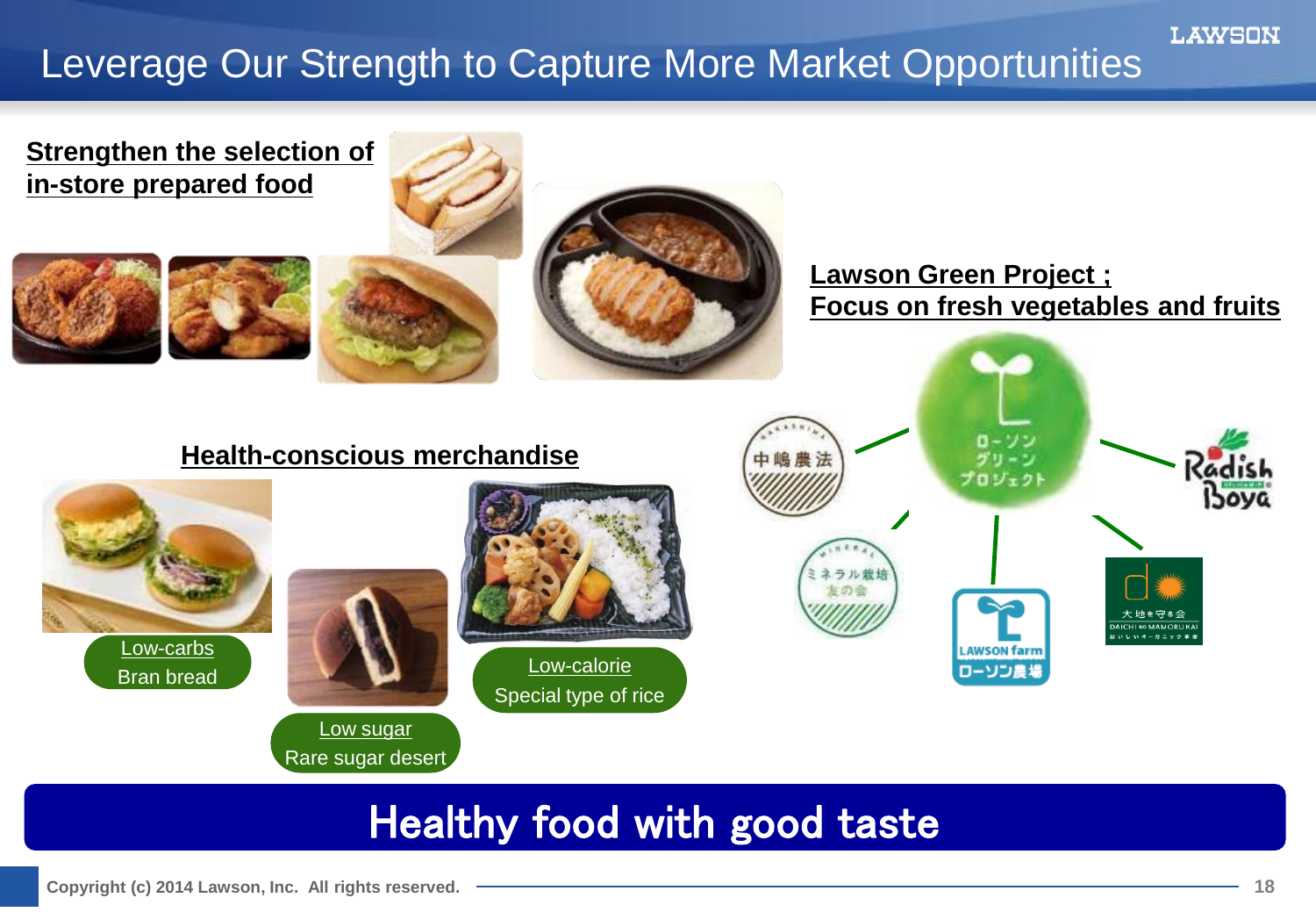# Leverage Our Strength to Capture More Market Opportunities

**Strengthen the selection of in-store prepared food**

**Lawson Green Project ; Focus on fresh vegetables and fruits**

中嶋農法

ローソン グリーン プロジェクト

Radish Boya

ミネラル栽培 友の会

LAWSON farm ローソン農場

大地を守る会 DAICHI wo MAMORU KAI

**Health-conscious merchandise**

- Low-carbs
  Bran bread
- Low sugar
  Rare sugar desert
- Low-calorie
  Special type of rice

## Healthy food with good taste

Copyright (c) 2014 Lawson, Inc. All rights reserved.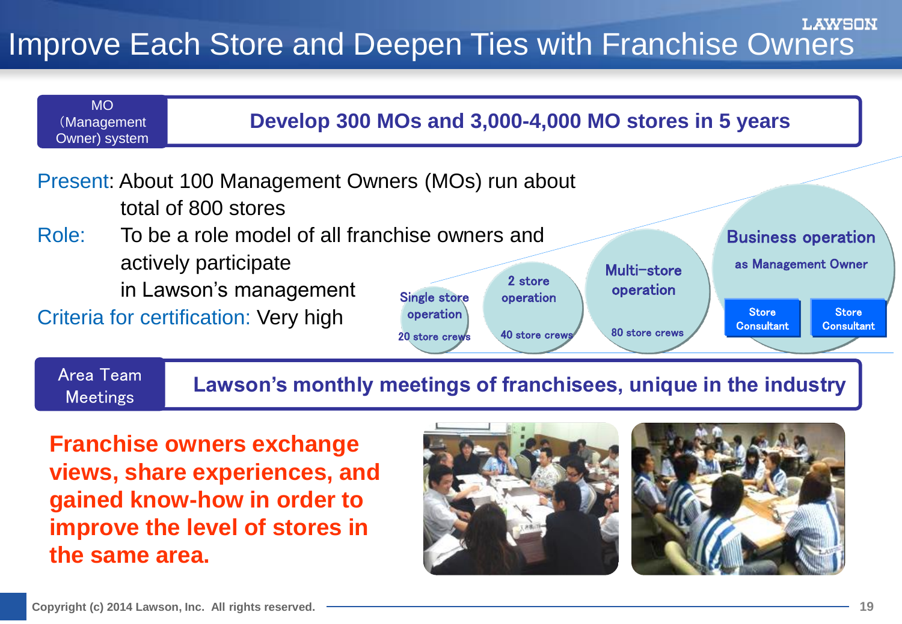# Improve Each Store and Deepen Ties with Franchise Owners

**MO (Management Owner) system**

**Develop 300 MOs and 3,000-4,000 MO stores in 5 years**

Present: About 100 Management Owners (MOs) run about total of 800 stores

Role: To be a role model of all franchise owners and actively participate in Lawson's management

Criteria for certification: Very high

- Single store operation — 20 store crews
- 2 store operation — 40 store crews
- Multi-store operation — 80 store crews
- Business operation as Management Owner — Store Consultant, Store Consultant

**Area Team Meetings**

**Lawson's monthly meetings of franchisees, unique in the industry**

**Franchise owners exchange views, share experiences, and gained know-how in order to improve the level of stores in the same area.**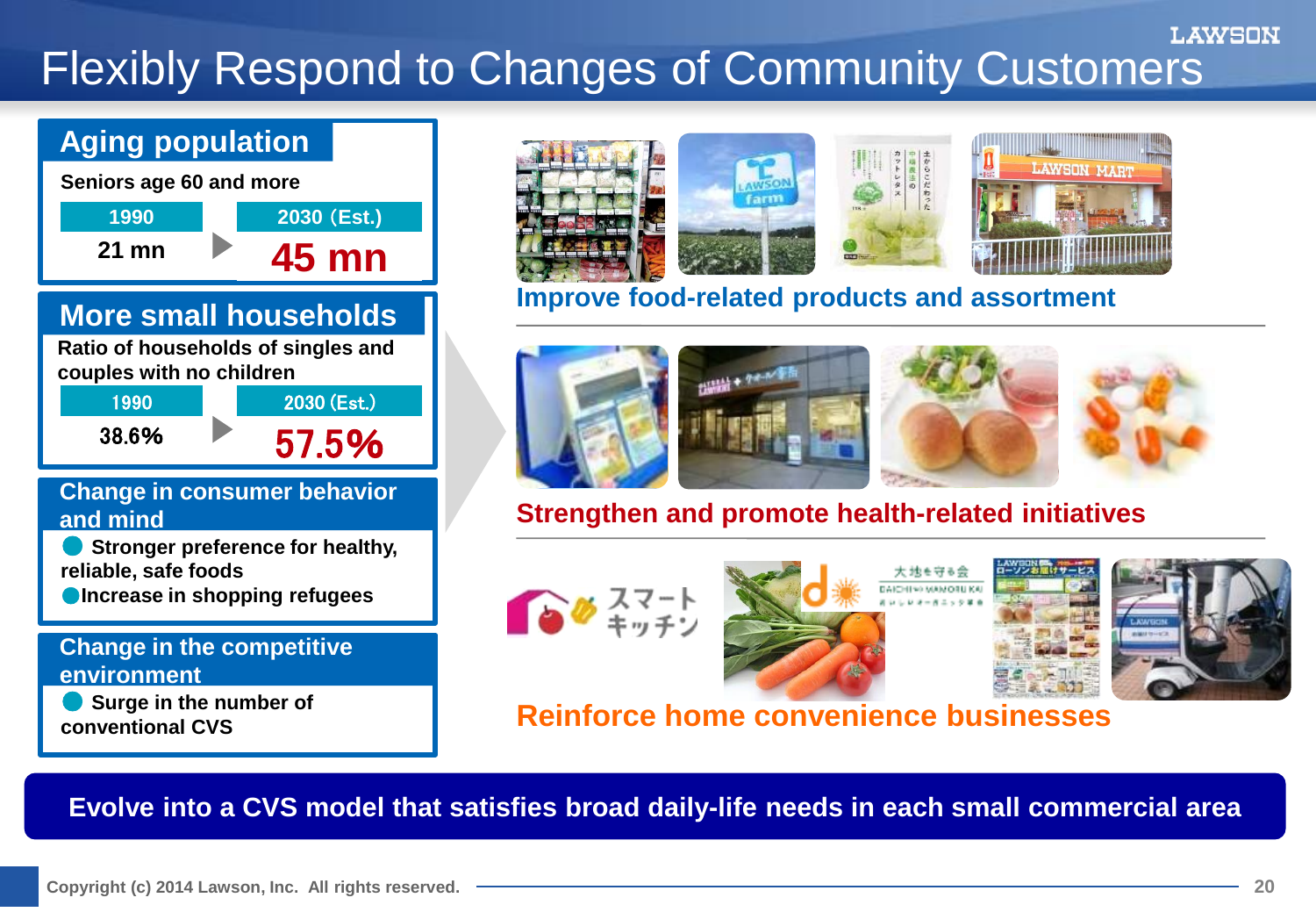# Flexibly Respond to Changes of Community Customers

## Aging population

Seniors age 60 and more

| 1990 | | 2030 (Est.) |
|---|---|---|
| 21 mn | ▶ | 45 mn |

## More small households

Ratio of households of singles and couples with no children

| 1990 | | 2030 (Est.) |
|---|---|---|
| 38.6% | ▶ | 57.5% |

## Change in consumer behavior and mind

- Stronger preference for healthy, reliable, safe foods
- Increase in shopping refugees

## Change in the competitive environment

- Surge in the number of conventional CVS

**Improve food-related products and assortment**

**Strengthen and promote health-related initiatives**

**Reinforce home convenience businesses**

**Evolve into a CVS model that satisfies broad daily-life needs in each small commercial area**

Copyright (c) 2014 Lawson, Inc. All rights reserved.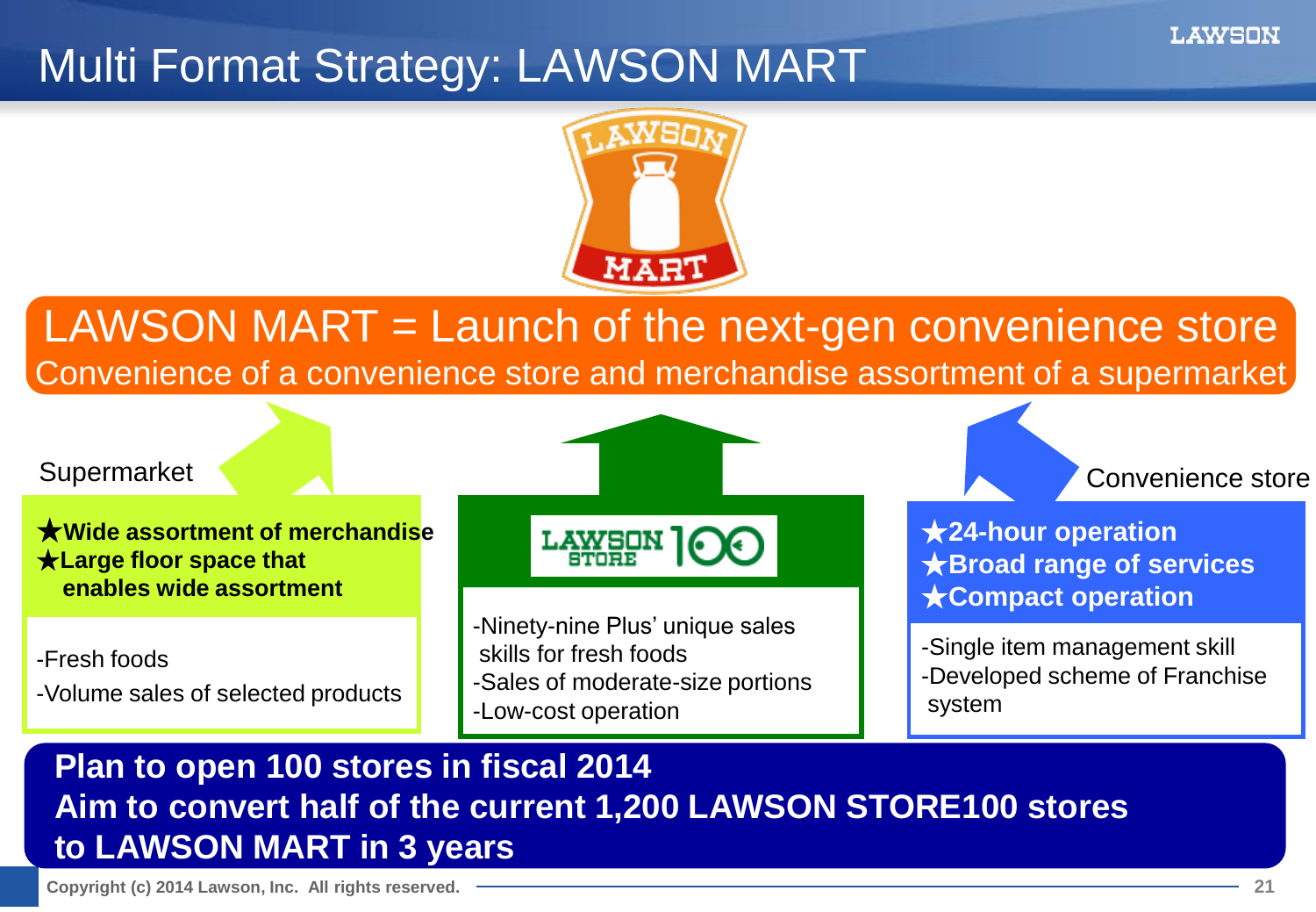# Multi Format Strategy: LAWSON MART

LAWSON MART = Launch of the next-gen convenience store

Convenience of a convenience store and merchandise assortment of a supermarket

**Supermarket**

**★Wide assortment of merchandise**
**★Large floor space that enables wide assortment**

- Fresh foods
- Volume sales of selected products

**LAWSON STORE 100**

- Ninety-nine Plus' unique sales skills for fresh foods
- Sales of moderate-size portions
- Low-cost operation

**Convenience store**

**★24-hour operation**
**★Broad range of services**
**★Compact operation**

- Single item management skill
- Developed scheme of Franchise system

**Plan to open 100 stores in fiscal 2014**
**Aim to convert half of the current 1,200 LAWSON STORE100 stores to LAWSON MART in 3 years**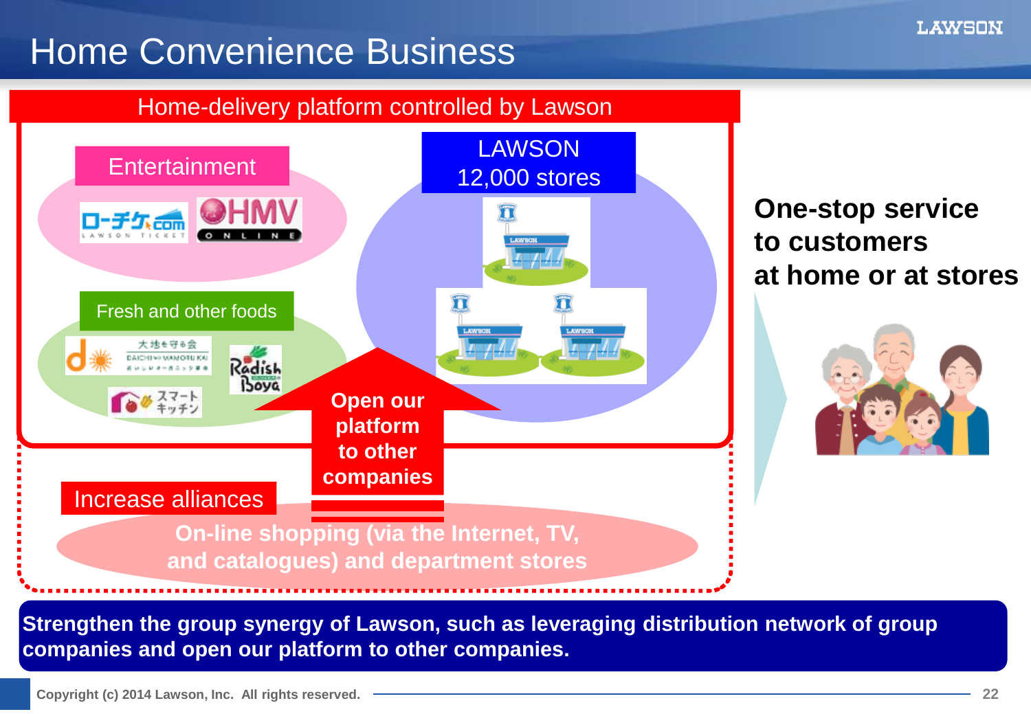# Home Convenience Business

## Home-delivery platform controlled by Lawson

**Entertainment**

ローチケ.com LAWSON TICKET

HMV ONLINE

**Fresh and other foods**

大地を守る会 DAICHI wo MAMORU KAI

Radish Boya

スマートキッチン

**LAWSON 12,000 stores**

**Open our platform to other companies**

**Increase alliances**

On-line shopping (via the Internet, TV, and catalogues) and department stores

**One-stop service to customers at home or at stores**

**Strengthen the group synergy of Lawson, such as leveraging distribution network of group companies and open our platform to other companies.**

Copyright (c) 2014 Lawson, Inc. All rights reserved.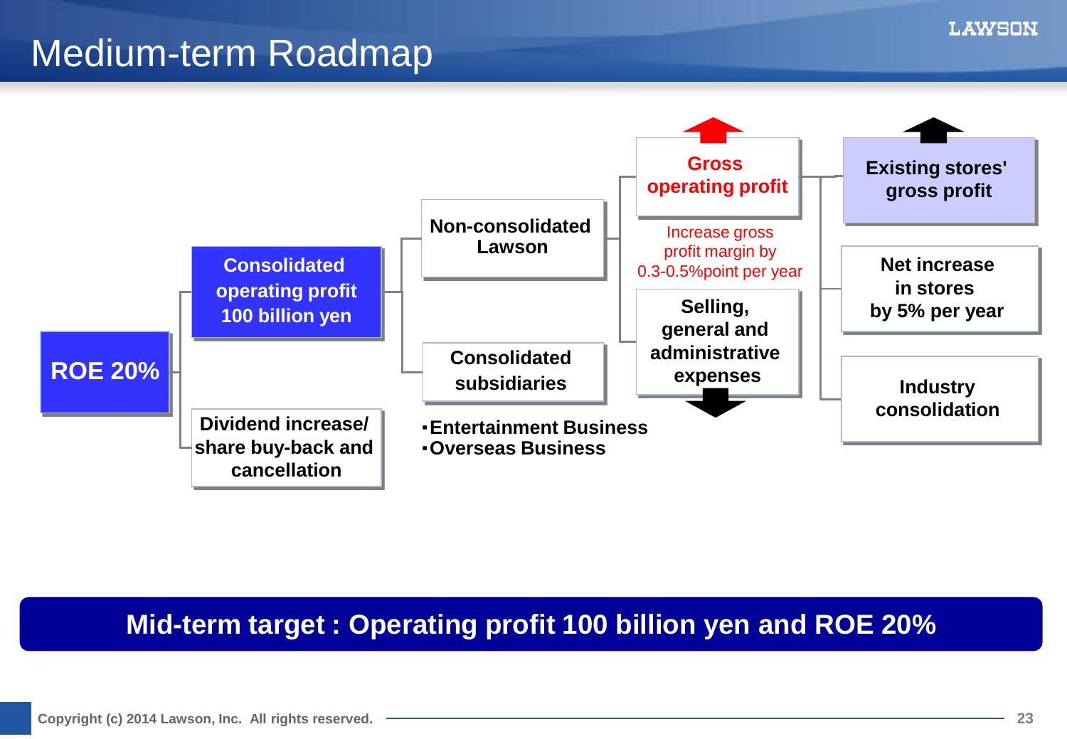# Medium-term Roadmap

- **ROE 20%**
  - **Consolidated operating profit 100 billion yen**
    - **Non-consolidated Lawson**
      - **Gross operating profit** (↑)
        - Increase gross profit margin by 0.3-0.5%point per year
        - **Existing stores' gross profit** (↑)
        - **Net increase in stores by 5% per year**
        - **Industry consolidation**
      - **Selling, general and administrative expenses** (↓)
    - **Consolidated subsidiaries**
      - ･**Entertainment Business**
      - ･**Overseas Business**
  - **Dividend increase/ share buy-back and cancellation**

**Mid-term target : Operating profit 100 billion yen and ROE 20%**

Copyright (c) 2014 Lawson, Inc. All rights reserved.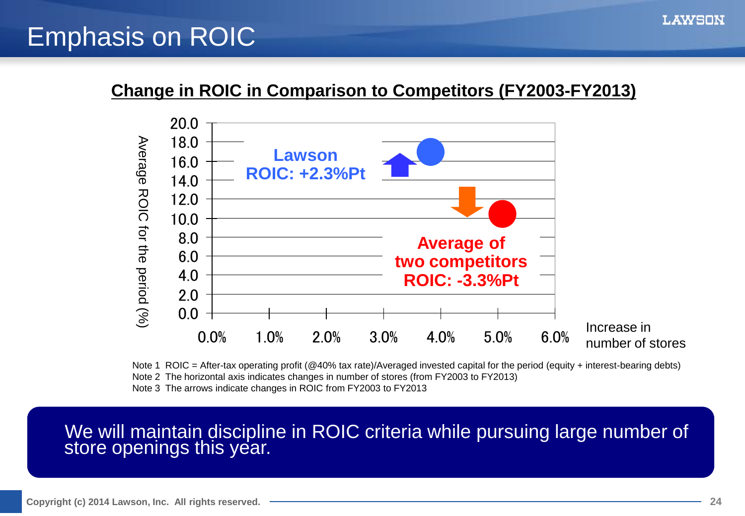# Emphasis on ROIC

## Change in ROIC in Comparison to Competitors (FY2003-FY2013)

Average ROIC for the period (%)

20.0
18.0
16.0
14.0
12.0
10.0
8.0
6.0
4.0
2.0
0.0

**Lawson ROIC: +2.3%Pt**

**Average of two competitors ROIC: -3.3%Pt**

0.0% 1.0% 2.0% 3.0% 4.0% 5.0% 6.0%

Increase in number of stores

Note 1 ROIC = After-tax operating profit (@40% tax rate)/Averaged invested capital for the period (equity + interest-bearing debts)
Note 2 The horizontal axis indicates changes in number of stores (from FY2003 to FY2013)
Note 3 The arrows indicate changes in ROIC from FY2003 to FY2013

We will maintain discipline in ROIC criteria while pursuing large number of store openings this year.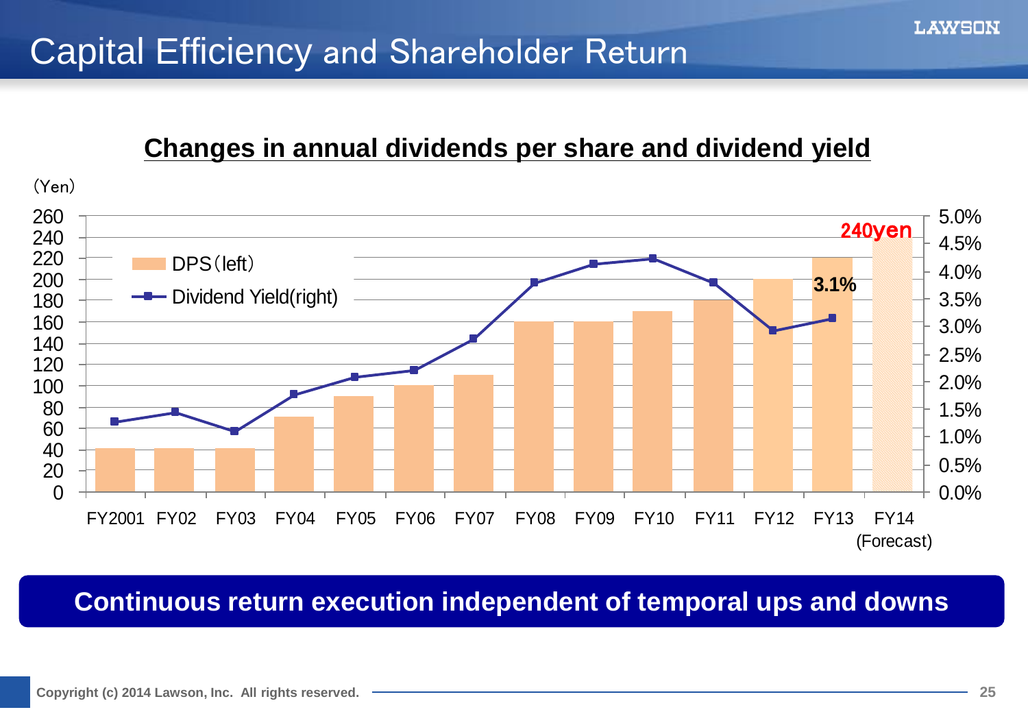# Capital Efficiency and Shareholder Return

## Changes in annual dividends per share and dividend yield

(Yen)

| | FY2001 | FY02 | FY03 | FY04 | FY05 | FY06 | FY07 | FY08 | FY09 | FY10 | FY11 | FY12 | FY13 | FY14 (Forecast) |
|---|---|---|---|---|---|---|---|---|---|---|---|---|---|---|
| DPS (left) | 42 | 42 | 42 | 72 | 92 | 102 | 112 | 162 | 162 | 172 | 182 | 202 | 222 | 240yen |
| Dividend Yield (right) | | | | | | | | | | | | | 3.1% | |

**Continuous return execution independent of temporal ups and downs**

Copyright (c) 2014 Lawson, Inc. All rights reserved.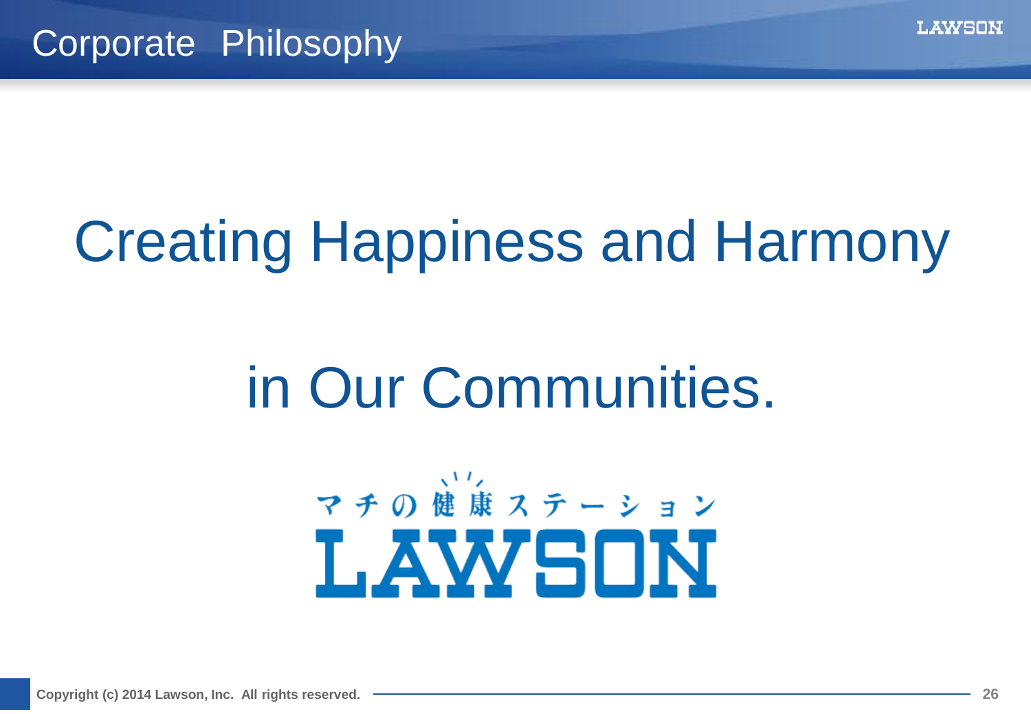# Corporate Philosophy

## Creating Happiness and Harmony

## in Our Communities.

マチの健康ステーション

LAWSON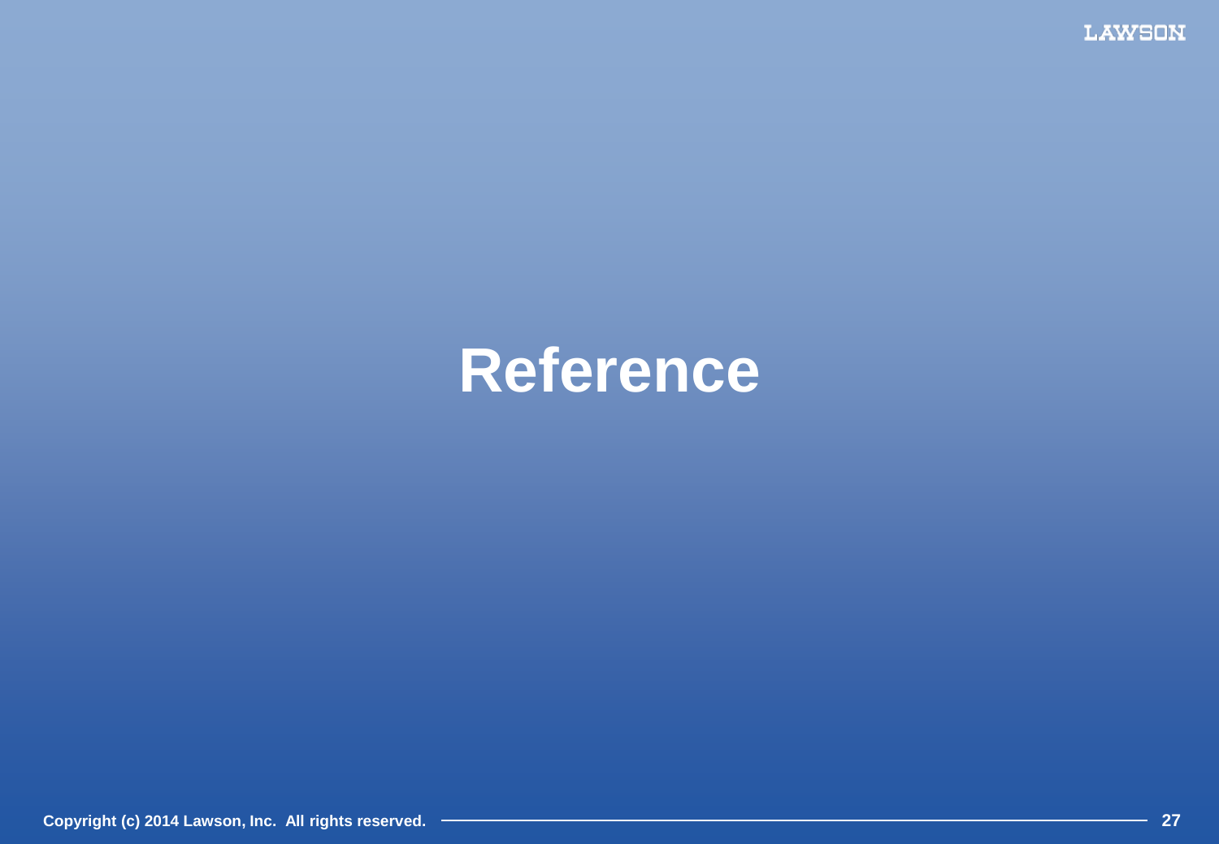# Reference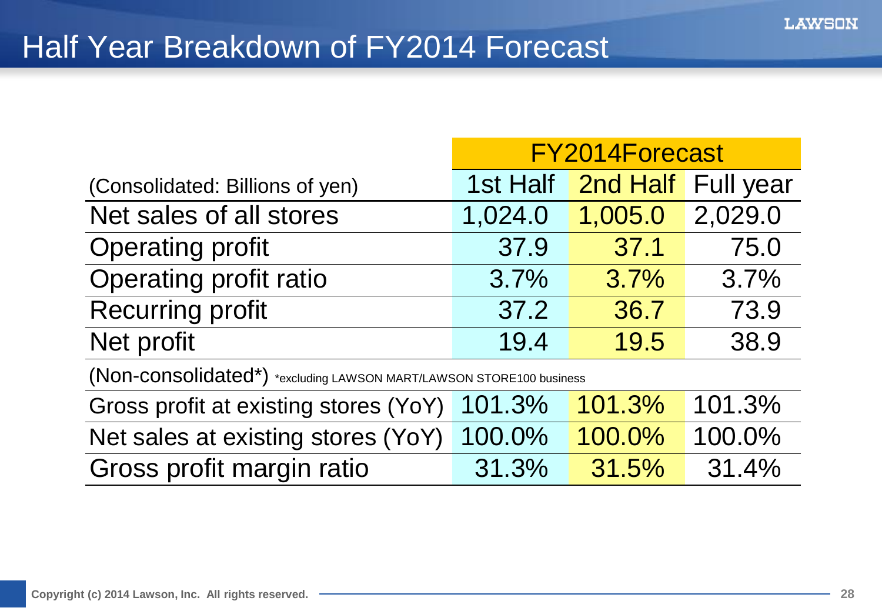# Half Year Breakdown of FY2014 Forecast

| | FY2014Forecast | | |
|---|---|---|---|
| (Consolidated: Billions of yen) | 1st Half | 2nd Half | Full year |
| Net sales of all stores | 1,024.0 | 1,005.0 | 2,029.0 |
| Operating profit | 37.9 | 37.1 | 75.0 |
| Operating profit ratio | 3.7% | 3.7% | 3.7% |
| Recurring profit | 37.2 | 36.7 | 73.9 |
| Net profit | 19.4 | 19.5 | 38.9 |
| (Non-consolidated*) *excluding LAWSON MART/LAWSON STORE100 business | | | |
| Gross profit at existing stores (YoY) | 101.3% | 101.3% | 101.3% |
| Net sales at existing stores (YoY) | 100.0% | 100.0% | 100.0% |
| Gross profit margin ratio | 31.3% | 31.5% | 31.4% |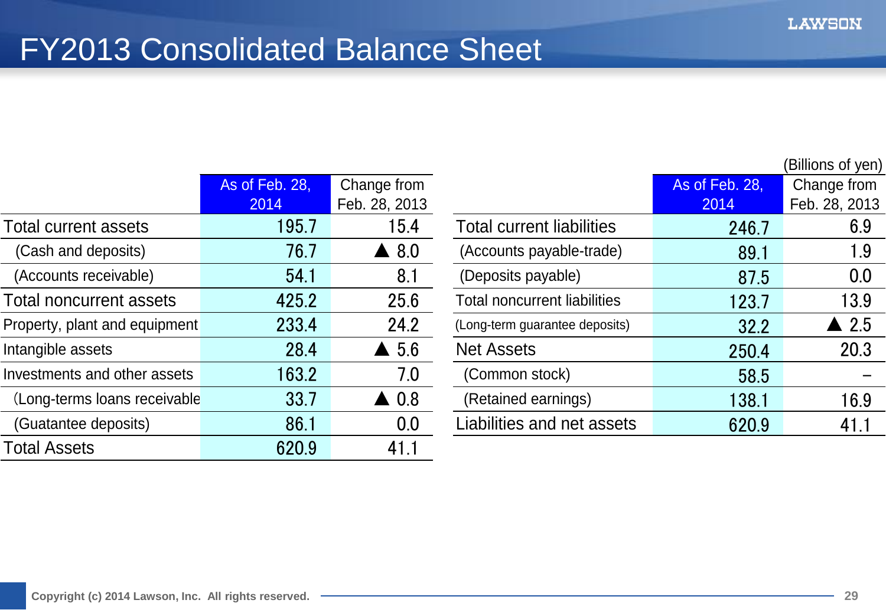# FY2013 Consolidated Balance Sheet

(Billions of yen)

| | As of Feb. 28, 2014 | Change from Feb. 28, 2013 |
|---|---|---|
| Total current assets | 195.7 | 15.4 |
| (Cash and deposits) | 76.7 | ▲ 8.0 |
| (Accounts receivable) | 54.1 | 8.1 |
| Total noncurrent assets | 425.2 | 25.6 |
| Property, plant and equipment | 233.4 | 24.2 |
| Intangible assets | 28.4 | ▲ 5.6 |
| Investments and other assets | 163.2 | 7.0 |
| (Long-terms loans receivable | 33.7 | ▲ 0.8 |
| (Guatantee deposits) | 86.1 | 0.0 |
| Total Assets | 620.9 | 41.1 |

| | As of Feb. 28, 2014 | Change from Feb. 28, 2013 |
|---|---|---|
| Total current liabilities | 246.7 | 6.9 |
| (Accounts payable-trade) | 89.1 | 1.9 |
| (Deposits payable) | 87.5 | 0.0 |
| Total noncurrent liabilities | 123.7 | 13.9 |
| (Long-term guarantee deposits) | 32.2 | ▲ 2.5 |
| Net Assets | 250.4 | 20.3 |
| (Common stock) | 58.5 | – |
| (Retained earnings) | 138.1 | 16.9 |
| Liabilities and net assets | 620.9 | 41.1 |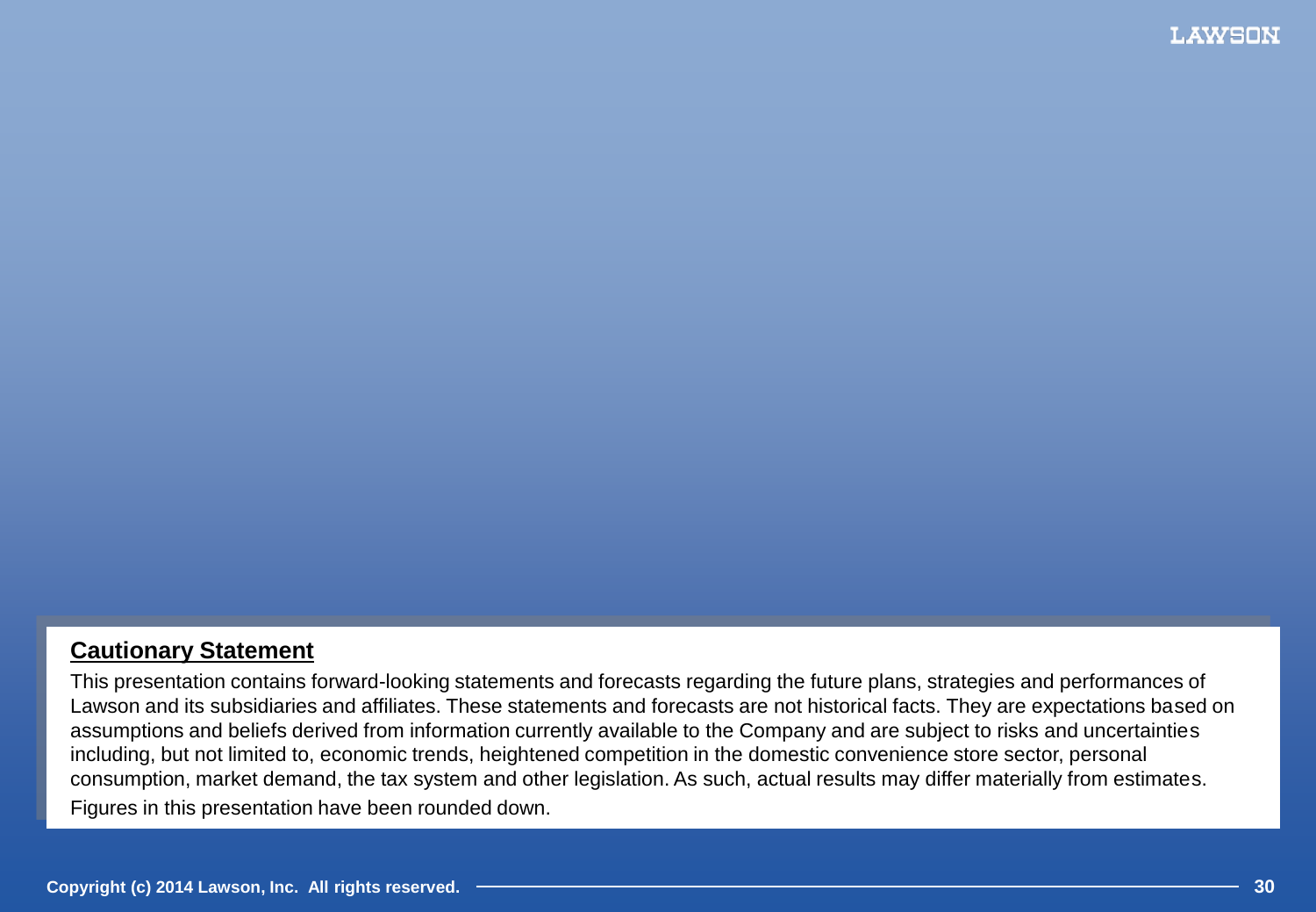## Cautionary Statement

This presentation contains forward-looking statements and forecasts regarding the future plans, strategies and performances of Lawson and its subsidiaries and affiliates. These statements and forecasts are not historical facts. They are expectations based on assumptions and beliefs derived from information currently available to the Company and are subject to risks and uncertainties including, but not limited to, economic trends, heightened competition in the domestic convenience store sector, personal consumption, market demand, the tax system and other legislation. As such, actual results may differ materially from estimates.

Figures in this presentation have been rounded down.